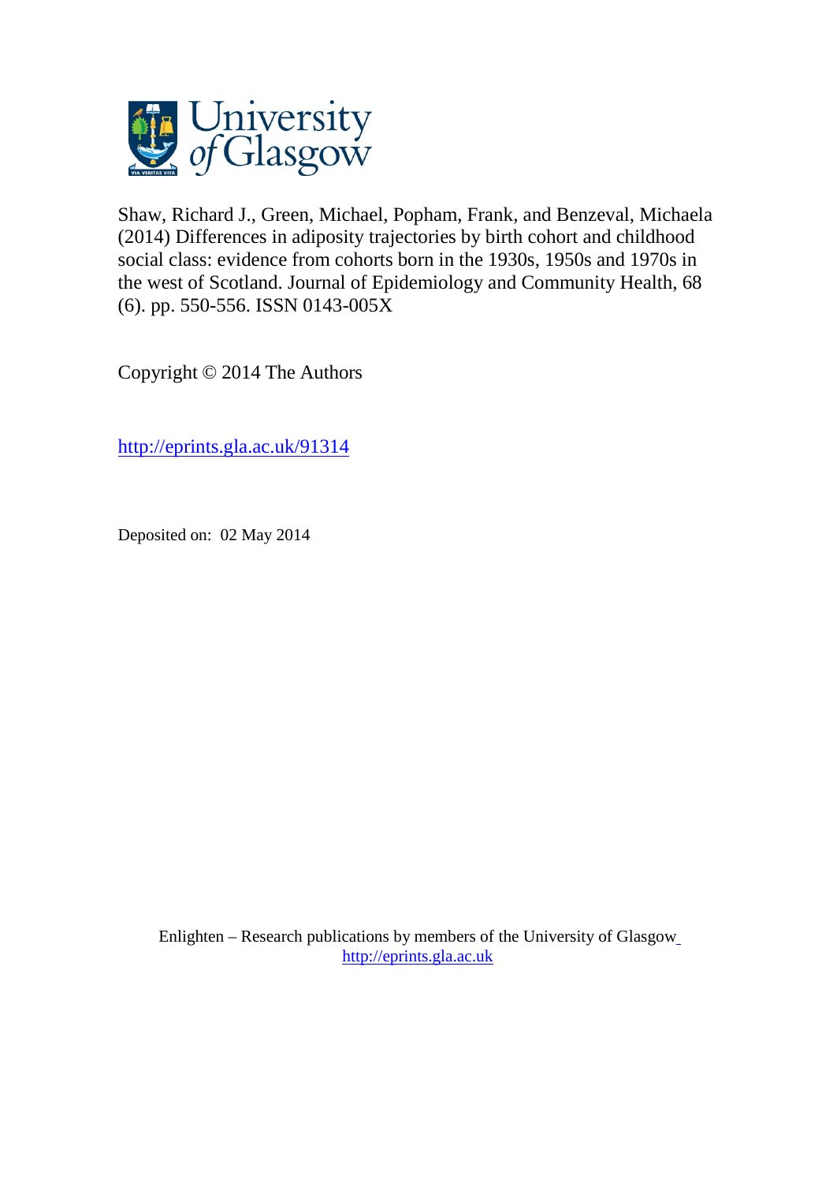University of Glasgow

Shaw, Richard J., Green, Michael, Popham, Frank, and Benzeval, Michaela (2014) Differences in adiposity trajectories by birth cohort and childhood social class: evidence from cohorts born in the 1930s, 1950s and 1970s in the west of Scotland. Journal of Epidemiology and Community Health, 68 (6). pp. 550-556. ISSN 0143-005X

Copyright © 2014 The Authors

http://eprints.gla.ac.uk/91314

Deposited on: 02 May 2014

Enlighten – Research publications by members of the University of Glasgow
http://eprints.gla.ac.uk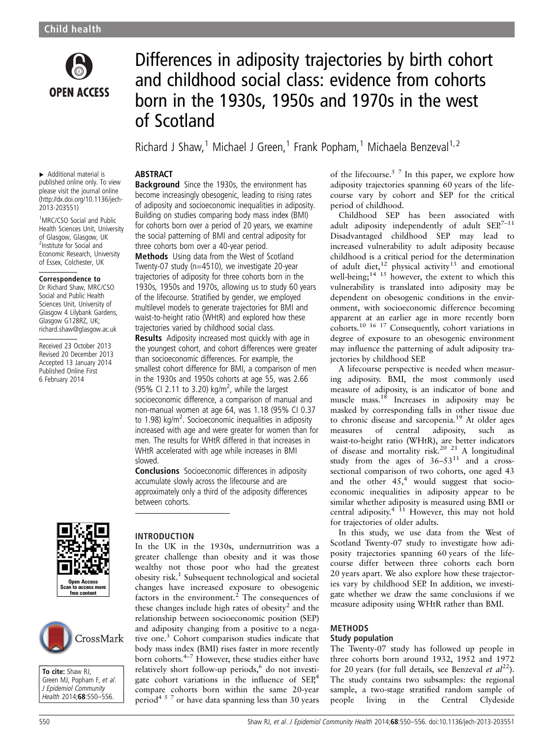Child health

# Differences in adiposity trajectories by birth cohort and childhood social class: evidence from cohorts born in the 1930s, 1950s and 1970s in the west of Scotland

Richard J Shaw,[1] Michael J Green,[1] Frank Popham,[1] Michaela Benzeval[1,2]

▸ Additional material is published online only. To view please visit the journal online (http://dx.doi.org/10.1136/jech-2013-203551)

[1]MRC/CSO Social and Public Health Sciences Unit, University of Glasgow, Glasgow, UK
[2]Institute for Social and Economic Research, University of Essex, Colchester, UK

**Correspondence to**
Dr Richard Shaw, MRC/CSO Social and Public Health Sciences Unit, University of Glasgow 4 Lilybank Gardens, Glasgow G128RZ, UK; richard.shaw@glasgow.ac.uk

Received 23 October 2013
Revised 20 December 2013
Accepted 13 January 2014
Published Online First 6 February 2014

**To cite:** Shaw RJ, Green MJ, Popham F, *et al*. *J Epidemiol Community Health* 2014;**68**:550–556.

## ABSTRACT

**Background** Since the 1930s, the environment has become increasingly obesogenic, leading to rising rates of adiposity and socioeconomic inequalities in adiposity. Building on studies comparing body mass index (BMI) for cohorts born over a period of 20 years, we examine the social patterning of BMI and central adiposity for three cohorts born over a 40-year period.

**Methods** Using data from the West of Scotland Twenty-07 study (n=4510), we investigate 20-year trajectories of adiposity for three cohorts born in the 1930s, 1950s and 1970s, allowing us to study 60 years of the lifecourse. Stratified by gender, we employed multilevel models to generate trajectories for BMI and waist-to-height ratio (WHtR) and explored how these trajectories varied by childhood social class.

**Results** Adiposity increased most quickly with age in the youngest cohort, and cohort differences were greater than socioeconomic differences. For example, the smallest cohort difference for BMI, a comparison of men in the 1930s and 1950s cohorts at age 55, was 2.66 (95% CI 2.11 to 3.20) kg/m$^2$, while the largest socioeconomic difference, a comparison of manual and non-manual women at age 64, was 1.18 (95% CI 0.37 to 1.98) kg/m$^2$. Socioeconomic inequalities in adiposity increased with age and were greater for women than for men. The results for WHtR differed in that increases in WHtR accelerated with age while increases in BMI slowed.

**Conclusions** Socioeconomic differences in adiposity accumulate slowly across the lifecourse and are approximately only a third of the adiposity differences between cohorts.

## INTRODUCTION

In the UK in the 1930s, undernutrition was a greater challenge than obesity and it was those wealthy not those poor who had the greatest obesity risk.[1] Subsequent technological and societal changes have increased exposure to obesogenic factors in the environment.[2] The consequences of these changes include high rates of obesity[2] and the relationship between socioeconomic position (SEP) and adiposity changing from a positive to a negative one.[3] Cohort comparison studies indicate that body mass index (BMI) rises faster in more recently born cohorts.[4–7] However, these studies either have relatively short follow-up periods,[6] do not investigate cohort variations in the influence of SEP,[4] compare cohorts born within the same 20-year period[4 5 7] or have data spanning less than 30 years of the lifecourse.[5 7] In this paper, we explore how adiposity trajectories spanning 60 years of the lifecourse vary by cohort and SEP for the critical period of childhood.

Childhood SEP has been associated with adult adiposity independently of adult SEP.[7–11] Disadvantaged childhood SEP may lead to increased vulnerability to adult adiposity because childhood is a critical period for the determination of adult diet,[12] physical activity[13] and emotional well-being;[14 15] however, the extent to which this vulnerability is translated into adiposity may be dependent on obesogenic conditions in the environment, with socioeconomic difference becoming apparent at an earlier age in more recently born cohorts.[10 16 17] Consequently, cohort variations in degree of exposure to an obesogenic environment may influence the patterning of adult adiposity trajectories by childhood SEP.

A lifecourse perspective is needed when measuring adiposity. BMI, the most commonly used measure of adiposity, is an indicator of bone and muscle mass.[18] Increases in adiposity may be masked by corresponding falls in other tissue due to chronic disease and sarcopenia.[19] At older ages measures of central adiposity, such as waist-to-height ratio (WHtR), are better indicators of disease and mortality risk.[20 21] A longitudinal study from the ages of 36–53[11] and a cross-sectional comparison of two cohorts, one aged 43 and the other 45,[4] would suggest that socioeconomic inequalities in adiposity appear to be similar whether adiposity is measured using BMI or central adiposity.[4 11] However, this may not hold for trajectories of older adults.

In this study, we use data from the West of Scotland Twenty-07 study to investigate how adiposity trajectories spanning 60 years of the lifecourse differ between three cohorts each born 20 years apart. We also explore how these trajectories vary by childhood SEP. In addition, we investigate whether we draw the same conclusions if we measure adiposity using WHtR rather than BMI.

## METHODS

### Study population

The Twenty-07 study has followed up people in three cohorts born around 1932, 1952 and 1972 for 20 years (for full details, see Benzeval *et al*[22]). The study contains two subsamples: the regional sample, a two-stage stratified random sample of people living in the Central Clydeside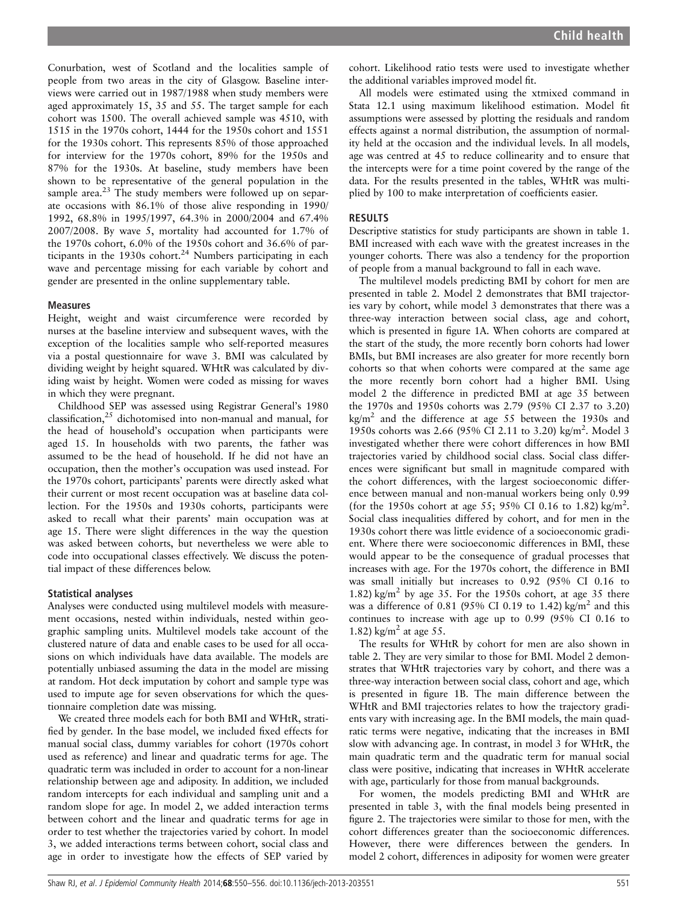Conurbation, west of Scotland and the localities sample of people from two areas in the city of Glasgow. Baseline interviews were carried out in 1987/1988 when study members were aged approximately 15, 35 and 55. The target sample for each cohort was 1500. The overall achieved sample was 4510, with 1515 in the 1970s cohort, 1444 for the 1950s cohort and 1551 for the 1930s cohort. This represents 85% of those approached for interview for the 1970s cohort, 89% for the 1950s and 87% for the 1930s. At baseline, study members have been shown to be representative of the general population in the sample area.[23] The study members were followed up on separate occasions with 86.1% of those alive responding in 1990/1992, 68.8% in 1995/1997, 64.3% in 2000/2004 and 67.4% 2007/2008. By wave 5, mortality had accounted for 1.7% of the 1970s cohort, 6.0% of the 1950s cohort and 36.6% of participants in the 1930s cohort.[24] Numbers participating in each wave and percentage missing for each variable by cohort and gender are presented in the online supplementary table.

### Measures

Height, weight and waist circumference were recorded by nurses at the baseline interview and subsequent waves, with the exception of the localities sample who self-reported measures via a postal questionnaire for wave 3. BMI was calculated by dividing weight by height squared. WHtR was calculated by dividing waist by height. Women were coded as missing for waves in which they were pregnant.

Childhood SEP was assessed using Registrar General's 1980 classification,[25] dichotomised into non-manual and manual, for the head of household's occupation when participants were aged 15. In households with two parents, the father was assumed to be the head of household. If he did not have an occupation, then the mother's occupation was used instead. For the 1970s cohort, participants' parents were directly asked what their current or most recent occupation was at baseline data collection. For the 1950s and 1930s cohorts, participants were asked to recall what their parents' main occupation was at age 15. There were slight differences in the way the question was asked between cohorts, but nevertheless we were able to code into occupational classes effectively. We discuss the potential impact of these differences below.

### Statistical analyses

Analyses were conducted using multilevel models with measurement occasions, nested within individuals, nested within geographic sampling units. Multilevel models take account of the clustered nature of data and enable cases to be used for all occasions on which individuals have data available. The models are potentially unbiased assuming the data in the model are missing at random. Hot deck imputation by cohort and sample type was used to impute age for seven observations for which the questionnaire completion date was missing.

We created three models each for both BMI and WHtR, stratified by gender. In the base model, we included fixed effects for manual social class, dummy variables for cohort (1970s cohort used as reference) and linear and quadratic terms for age. The quadratic term was included in order to account for a non-linear relationship between age and adiposity. In addition, we included random intercepts for each individual and sampling unit and a random slope for age. In model 2, we added interaction terms between cohort and the linear and quadratic terms for age in order to test whether the trajectories varied by cohort. In model 3, we added interactions terms between cohort, social class and age in order to investigate how the effects of SEP varied by cohort. Likelihood ratio tests were used to investigate whether the additional variables improved model fit.

All models were estimated using the xtmixed command in Stata 12.1 using maximum likelihood estimation. Model fit assumptions were assessed by plotting the residuals and random effects against a normal distribution, the assumption of normality held at the occasion and the individual levels. In all models, age was centred at 45 to reduce collinearity and to ensure that the intercepts were for a time point covered by the range of the data. For the results presented in the tables, WHtR was multiplied by 100 to make interpretation of coefficients easier.

## RESULTS

Descriptive statistics for study participants are shown in table 1. BMI increased with each wave with the greatest increases in the younger cohorts. There was also a tendency for the proportion of people from a manual background to fall in each wave.

The multilevel models predicting BMI by cohort for men are presented in table 2. Model 2 demonstrates that BMI trajectories vary by cohort, while model 3 demonstrates that there was a three-way interaction between social class, age and cohort, which is presented in figure 1A. When cohorts are compared at the start of the study, the more recently born cohorts had lower BMIs, but BMI increases are also greater for more recently born cohorts so that when cohorts were compared at the same age the more recently born cohort had a higher BMI. Using model 2 the difference in predicted BMI at age 35 between the 1970s and 1950s cohorts was 2.79 (95% CI 2.37 to 3.20) $kg/m^2$ and the difference at age 55 between the 1930s and 1950s cohorts was 2.66 (95% CI 2.11 to 3.20) $kg/m^2$. Model 3 investigated whether there were cohort differences in how BMI trajectories varied by childhood social class. Social class differences were significant but small in magnitude compared with the cohort differences, with the largest socioeconomic difference between manual and non-manual workers being only 0.99 (for the 1950s cohort at age 55; 95% CI 0.16 to 1.82) $kg/m^2$. Social class inequalities differed by cohort, and for men in the 1930s cohort there was little evidence of a socioeconomic gradient. Where there were socioeconomic differences in BMI, these would appear to be the consequence of gradual processes that increases with age. For the 1970s cohort, the difference in BMI was small initially but increases to 0.92 (95% CI 0.16 to 1.82) $kg/m^2$ by age 35. For the 1950s cohort, at age 35 there was a difference of 0.81 (95% CI 0.19 to 1.42) $kg/m^2$ and this continues to increase with age up to 0.99 (95% CI 0.16 to 1.82) $kg/m^2$ at age 55.

The results for WHtR by cohort for men are also shown in table 2. They are very similar to those for BMI. Model 2 demonstrates that WHtR trajectories vary by cohort, and there was a three-way interaction between social class, cohort and age, which is presented in figure 1B. The main difference between the WHtR and BMI trajectories relates to how the trajectory gradients vary with increasing age. In the BMI models, the main quadratic terms were negative, indicating that the increases in BMI slow with advancing age. In contrast, in model 3 for WHtR, the main quadratic term and the quadratic term for manual social class were positive, indicating that increases in WHtR accelerate with age, particularly for those from manual backgrounds.

For women, the models predicting BMI and WHtR are presented in table 3, with the final models being presented in figure 2. The trajectories were similar to those for men, with the cohort differences greater than the socioeconomic differences. However, there were differences between the genders. In model 2 cohort, differences in adiposity for women were greater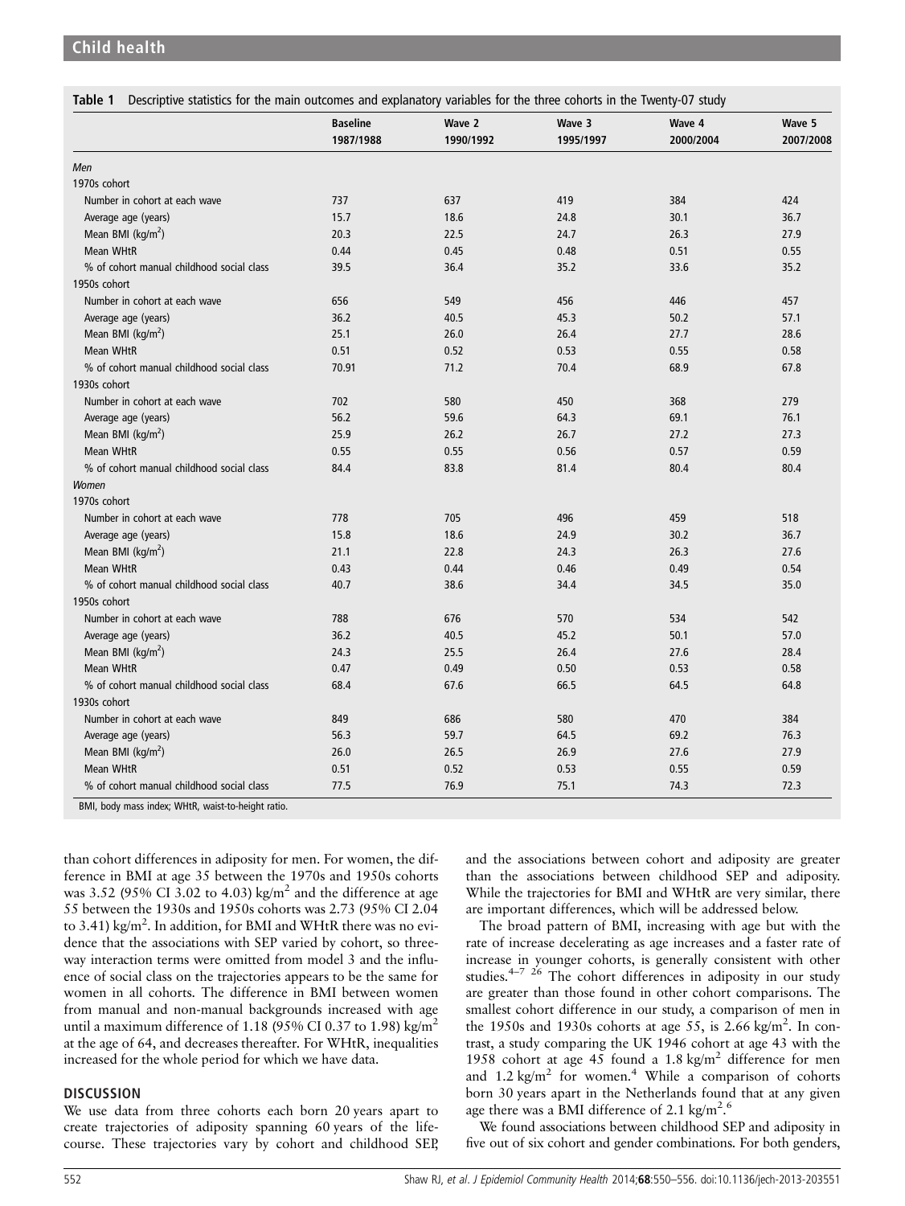**Table 1** Descriptive statistics for the main outcomes and explanatory variables for the three cohorts in the Twenty-07 study

| | Baseline 1987/1988 | Wave 2 1990/1992 | Wave 3 1995/1997 | Wave 4 2000/2004 | Wave 5 2007/2008 |
|---|---|---|---|---|---|
| *Men* | | | | | |
| 1970s cohort | | | | | |
| Number in cohort at each wave | 737 | 637 | 419 | 384 | 424 |
| Average age (years) | 15.7 | 18.6 | 24.8 | 30.1 | 36.7 |
| Mean BMI (kg/m$^2$) | 20.3 | 22.5 | 24.7 | 26.3 | 27.9 |
| Mean WHtR | 0.44 | 0.45 | 0.48 | 0.51 | 0.55 |
| % of cohort manual childhood social class | 39.5 | 36.4 | 35.2 | 33.6 | 35.2 |
| 1950s cohort | | | | | |
| Number in cohort at each wave | 656 | 549 | 456 | 446 | 457 |
| Average age (years) | 36.2 | 40.5 | 45.3 | 50.2 | 57.1 |
| Mean BMI (kg/m$^2$) | 25.1 | 26.0 | 26.4 | 27.7 | 28.6 |
| Mean WHtR | 0.51 | 0.52 | 0.53 | 0.55 | 0.58 |
| % of cohort manual childhood social class | 70.91 | 71.2 | 70.4 | 68.9 | 67.8 |
| 1930s cohort | | | | | |
| Number in cohort at each wave | 702 | 580 | 450 | 368 | 279 |
| Average age (years) | 56.2 | 59.6 | 64.3 | 69.1 | 76.1 |
| Mean BMI (kg/m$^2$) | 25.9 | 26.2 | 26.7 | 27.2 | 27.3 |
| Mean WHtR | 0.55 | 0.55 | 0.56 | 0.57 | 0.59 |
| % of cohort manual childhood social class | 84.4 | 83.8 | 81.4 | 80.4 | 80.4 |
| *Women* | | | | | |
| 1970s cohort | | | | | |
| Number in cohort at each wave | 778 | 705 | 496 | 459 | 518 |
| Average age (years) | 15.8 | 18.6 | 24.9 | 30.2 | 36.7 |
| Mean BMI (kg/m$^2$) | 21.1 | 22.8 | 24.3 | 26.3 | 27.6 |
| Mean WHtR | 0.43 | 0.44 | 0.46 | 0.49 | 0.54 |
| % of cohort manual childhood social class | 40.7 | 38.6 | 34.4 | 34.5 | 35.0 |
| 1950s cohort | | | | | |
| Number in cohort at each wave | 788 | 676 | 570 | 534 | 542 |
| Average age (years) | 36.2 | 40.5 | 45.2 | 50.1 | 57.0 |
| Mean BMI (kg/m$^2$) | 24.3 | 25.5 | 26.4 | 27.6 | 28.4 |
| Mean WHtR | 0.47 | 0.49 | 0.50 | 0.53 | 0.58 |
| % of cohort manual childhood social class | 68.4 | 67.6 | 66.5 | 64.5 | 64.8 |
| 1930s cohort | | | | | |
| Number in cohort at each wave | 849 | 686 | 580 | 470 | 384 |
| Average age (years) | 56.3 | 59.7 | 64.5 | 69.2 | 76.3 |
| Mean BMI (kg/m$^2$) | 26.0 | 26.5 | 26.9 | 27.6 | 27.9 |
| Mean WHtR | 0.51 | 0.52 | 0.53 | 0.55 | 0.59 |
| % of cohort manual childhood social class | 77.5 | 76.9 | 75.1 | 74.3 | 72.3 |

BMI, body mass index; WHtR, waist-to-height ratio.

than cohort differences in adiposity for men. For women, the difference in BMI at age 35 between the 1970s and 1950s cohorts was 3.52 (95% CI 3.02 to 4.03) kg/m$^2$ and the difference at age 55 between the 1930s and 1950s cohorts was 2.73 (95% CI 2.04 to 3.41) kg/m$^2$. In addition, for BMI and WHtR there was no evidence that the associations with SEP varied by cohort, so three-way interaction terms were omitted from model 3 and the influence of social class on the trajectories appears to be the same for women in all cohorts. The difference in BMI between women from manual and non-manual backgrounds increased with age until a maximum difference of 1.18 (95% CI 0.37 to 1.98) kg/m$^2$ at the age of 64, and decreases thereafter. For WHtR, inequalities increased for the whole period for which we have data.

## DISCUSSION

We use data from three cohorts each born 20 years apart to create trajectories of adiposity spanning 60 years of the life-course. These trajectories vary by cohort and childhood SEP, and the associations between cohort and adiposity are greater than the associations between childhood SEP and adiposity. While the trajectories for BMI and WHtR are very similar, there are important differences, which will be addressed below.

The broad pattern of BMI, increasing with age but with the rate of increase decelerating as age increases and a faster rate of increase in younger cohorts, is generally consistent with other studies.[4–7 26] The cohort differences in adiposity in our study are greater than those found in other cohort comparisons. The smallest cohort difference in our study, a comparison of men in the 1950s and 1930s cohorts at age 55, is 2.66 kg/m$^2$. In contrast, a study comparing the UK 1946 cohort at age 43 with the 1958 cohort at age 45 found a 1.8 kg/m$^2$ difference for men and 1.2 kg/m$^2$ for women.[4] While a comparison of cohorts born 30 years apart in the Netherlands found that at any given age there was a BMI difference of 2.1 kg/m$^2$.[6]

We found associations between childhood SEP and adiposity in five out of six cohort and gender combinations. For both genders,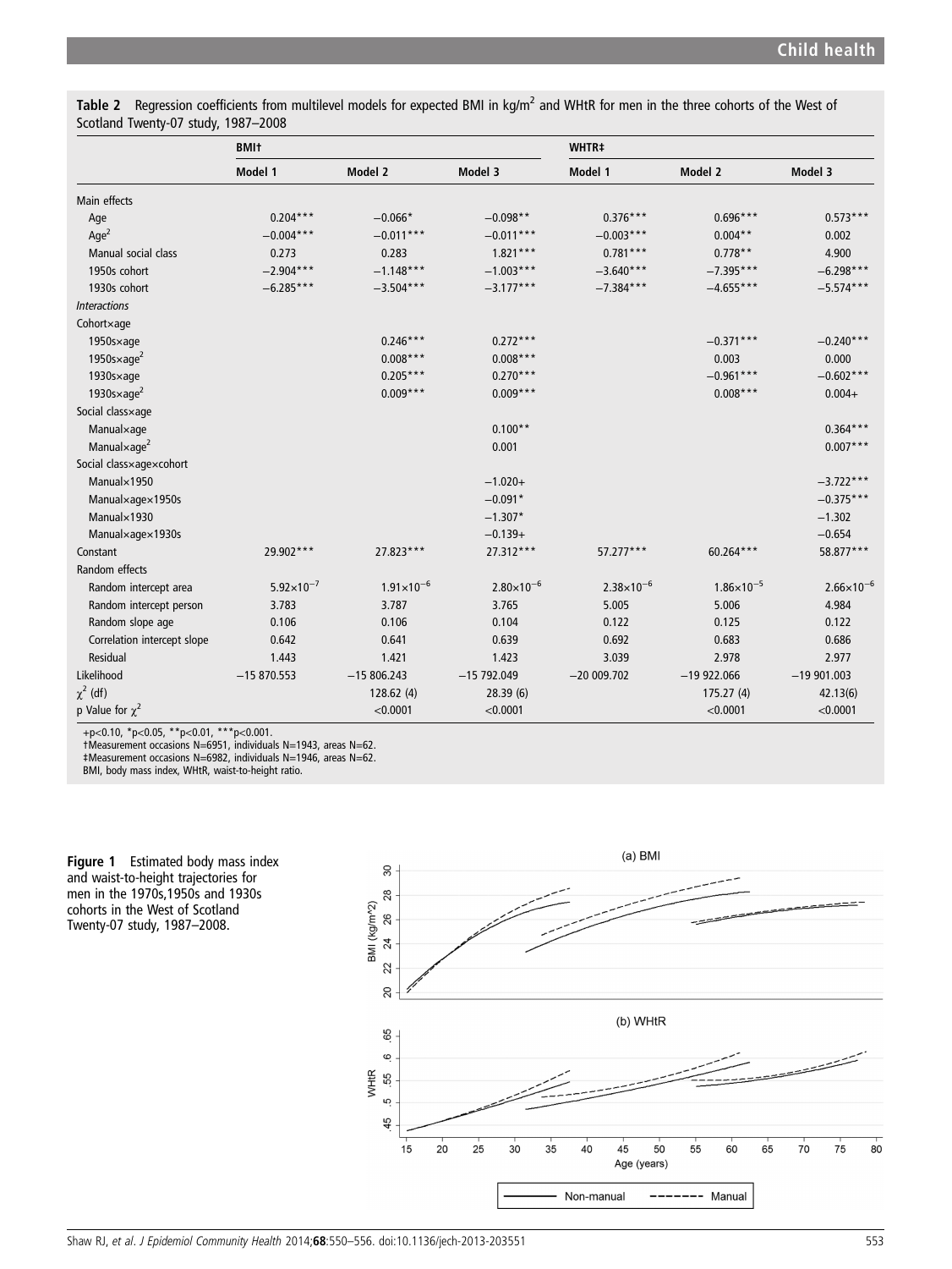**Table 2** Regression coefficients from multilevel models for expected BMI in kg/m$^2$ and WHtR for men in the three cohorts of the West of Scotland Twenty-07 study, 1987–2008

| | BMI† | | | WHTR‡ | | |
|---|---|---|---|---|---|---|
| | Model 1 | Model 2 | Model 3 | Model 1 | Model 2 | Model 3 |
| Main effects | | | | | | |
| Age | 0.204*** | −0.066* | −0.098** | 0.376*** | 0.696*** | 0.573*** |
| Age$^2$ | −0.004*** | −0.011*** | −0.011*** | −0.003*** | 0.004** | 0.002 |
| Manual social class | 0.273 | 0.283 | 1.821*** | 0.781*** | 0.778** | 4.900 |
| 1950s cohort | −2.904*** | −1.148*** | −1.003*** | −3.640*** | −7.395*** | −6.298*** |
| 1930s cohort | −6.285*** | −3.504*** | −3.177*** | −7.384*** | −4.655*** | −5.574*** |
| *Interactions* | | | | | | |
| Cohort×age | | | | | | |
| 1950s×age | | 0.246*** | 0.272*** | | −0.371*** | −0.240*** |
| 1950s×age$^2$ | | 0.008*** | 0.008*** | | 0.003 | 0.000 |
| 1930s×age | | 0.205*** | 0.270*** | | −0.961*** | −0.602*** |
| 1930s×age$^2$ | | 0.009*** | 0.009*** | | 0.008*** | 0.004+ |
| Social class×age | | | | | | |
| Manual×age | | | 0.100** | | | 0.364*** |
| Manual×age$^2$ | | | 0.001 | | | 0.007*** |
| Social class×age×cohort | | | | | | |
| Manual×1950 | | | −1.020+ | | | −3.722*** |
| Manual×age×1950s | | | −0.091* | | | −0.375*** |
| Manual×1930 | | | −1.307* | | | −1.302 |
| Manual×age×1930s | | | −0.139+ | | | −0.654 |
| Constant | 29.902*** | 27.823*** | 27.312*** | 57.277*** | 60.264*** | 58.877*** |
| Random effects | | | | | | |
| Random intercept area | $5.92\times10^{-7}$ | $1.91\times10^{-6}$ | $2.80\times10^{-6}$ | $2.38\times10^{-6}$ | $1.86\times10^{-5}$ | $2.66\times10^{-6}$ |
| Random intercept person | 3.783 | 3.787 | 3.765 | 5.005 | 5.006 | 4.984 |
| Random slope age | 0.106 | 0.106 | 0.104 | 0.122 | 0.125 | 0.122 |
| Correlation intercept slope | 0.642 | 0.641 | 0.639 | 0.692 | 0.683 | 0.686 |
| Residual | 1.443 | 1.421 | 1.423 | 3.039 | 2.978 | 2.977 |
| Likelihood | −15 870.553 | −15 806.243 | −15 792.049 | −20 009.702 | −19 922.066 | −19 901.003 |
| $\chi^2$ (df) | | 128.62 (4) | 28.39 (6) | | 175.27 (4) | 42.13(6) |
| p Value for $\chi^2$ | | <0.0001 | <0.0001 | | <0.0001 | <0.0001 |

+p<0.10, *p<0.05, **p<0.01, ***p<0.001.
†Measurement occasions N=6951, individuals N=1943, areas N=62.
‡Measurement occasions N=6982, individuals N=1946, areas N=62.
BMI, body mass index, WHtR, waist-to-height ratio.

**Figure 1** Estimated body mass index and waist-to-height trajectories for men in the 1970s,1950s and 1930s cohorts in the West of Scotland Twenty-07 study, 1987–2008.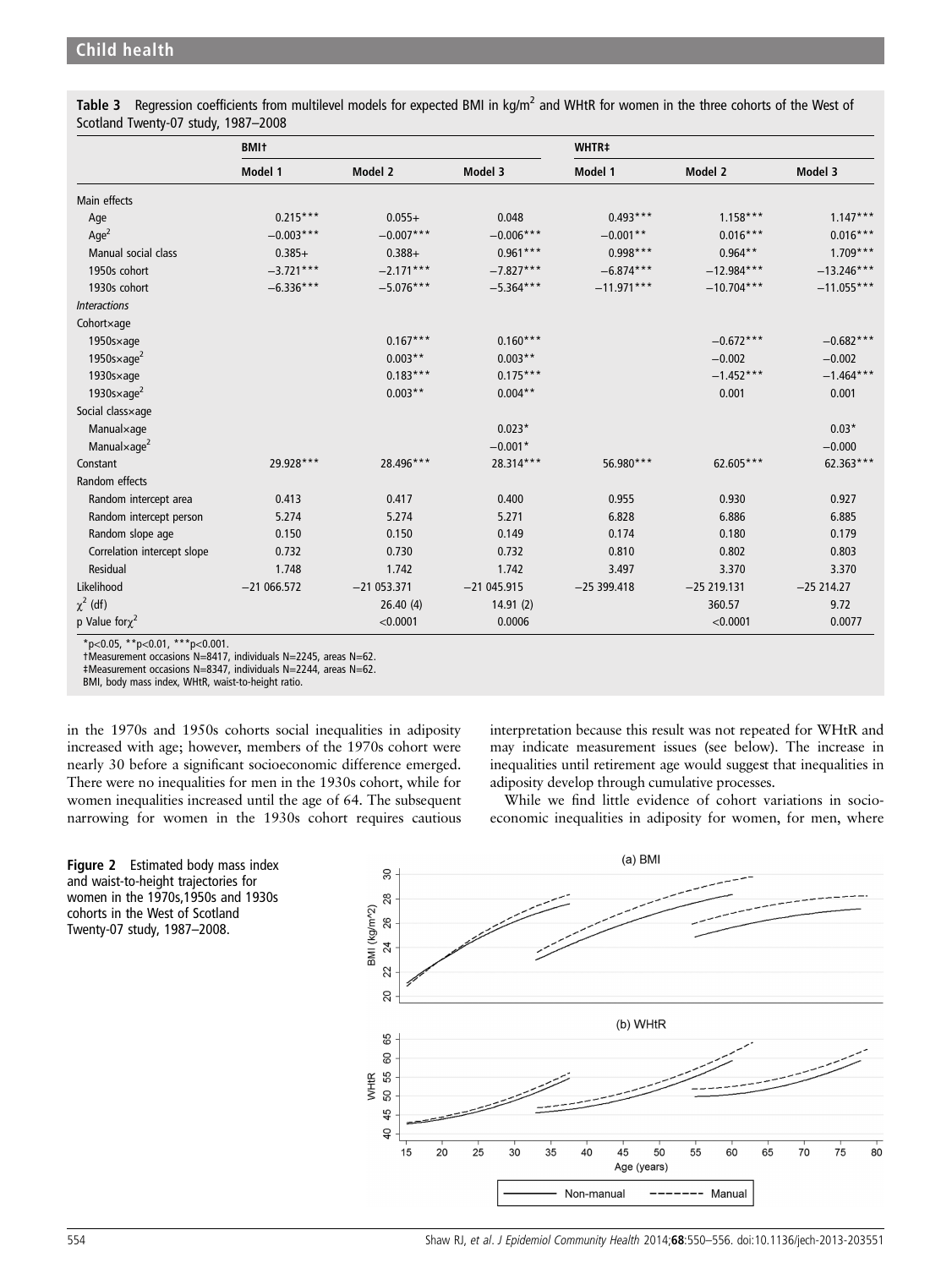**Table 3** Regression coefficients from multilevel models for expected BMI in kg/m$^2$ and WHtR for women in the three cohorts of the West of Scotland Twenty-07 study, 1987–2008

| | BMI† | | | WHTR‡ | | |
|---|---|---|---|---|---|---|
| | Model 1 | Model 2 | Model 3 | Model 1 | Model 2 | Model 3 |
| Main effects | | | | | | |
| Age | 0.215*** | 0.055+ | 0.048 | 0.493*** | 1.158*** | 1.147*** |
| Age$^2$ | −0.003*** | −0.007*** | −0.006*** | −0.001** | 0.016*** | 0.016*** |
| Manual social class | 0.385+ | 0.388+ | 0.961*** | 0.998*** | 0.964** | 1.709*** |
| 1950s cohort | −3.721*** | −2.171*** | −7.827*** | −6.874*** | −12.984*** | −13.246*** |
| 1930s cohort | −6.336*** | −5.076*** | −5.364*** | −11.971*** | −10.704*** | −11.055*** |
| *Interactions* | | | | | | |
| Cohort×age | | | | | | |
| 1950s×age | | 0.167*** | 0.160*** | | −0.672*** | −0.682*** |
| 1950s×age$^2$ | | 0.003** | 0.003** | | −0.002 | −0.002 |
| 1930s×age | | 0.183*** | 0.175*** | | −1.452*** | −1.464*** |
| 1930s×age$^2$ | | 0.003** | 0.004** | | 0.001 | 0.001 |
| Social class×age | | | | | | |
| Manual×age | | | 0.023* | | | 0.03* |
| Manual×age$^2$ | | | −0.001* | | | −0.000 |
| Constant | 29.928*** | 28.496*** | 28.314*** | 56.980*** | 62.605*** | 62.363*** |
| Random effects | | | | | | |
| Random intercept area | 0.413 | 0.417 | 0.400 | 0.955 | 0.930 | 0.927 |
| Random intercept person | 5.274 | 5.274 | 5.271 | 6.828 | 6.886 | 6.885 |
| Random slope age | 0.150 | 0.150 | 0.149 | 0.174 | 0.180 | 0.179 |
| Correlation intercept slope | 0.732 | 0.730 | 0.732 | 0.810 | 0.802 | 0.803 |
| Residual | 1.748 | 1.742 | 1.742 | 3.497 | 3.370 | 3.370 |
| Likelihood | −21 066.572 | −21 053.371 | −21 045.915 | −25 399.418 | −25 219.131 | −25 214.27 |
| $\chi^2$ (df) | | 26.40 (4) | 14.91 (2) | | 360.57 | 9.72 |
| p Value for $\chi^2$ | | <0.0001 | 0.0006 | | <0.0001 | 0.0077 |

*p<0.05, **p<0.01, ***p<0.001.
†Measurement occasions N=8417, individuals N=2245, areas N=62.
‡Measurement occasions N=8347, individuals N=2244, areas N=62.
BMI, body mass index, WHtR, waist-to-height ratio.

in the 1970s and 1950s cohorts social inequalities in adiposity increased with age; however, members of the 1970s cohort were nearly 30 before a significant socioeconomic difference emerged. There were no inequalities for men in the 1930s cohort, while for women inequalities increased until the age of 64. The subsequent narrowing for women in the 1930s cohort requires cautious interpretation because this result was not repeated for WHtR and may indicate measurement issues (see below). The increase in inequalities until retirement age would suggest that inequalities in adiposity develop through cumulative processes.

While we find little evidence of cohort variations in socioeconomic inequalities in adiposity for women, for men, where

**Figure 2** Estimated body mass index and waist-to-height trajectories for women in the 1970s,1950s and 1930s cohorts in the West of Scotland Twenty-07 study, 1987–2008.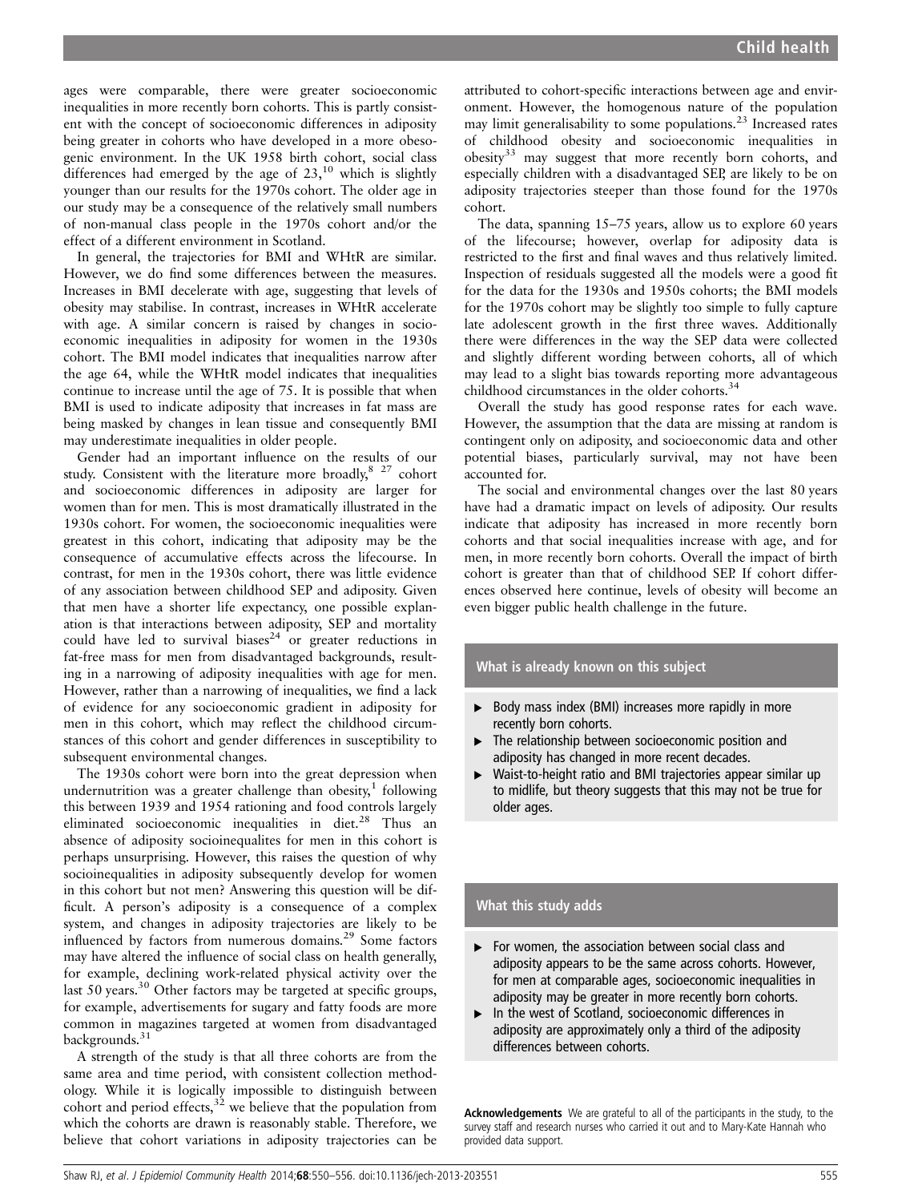ages were comparable, there were greater socioeconomic inequalities in more recently born cohorts. This is partly consistent with the concept of socioeconomic differences in adiposity being greater in cohorts who have developed in a more obesogenic environment. In the UK 1958 birth cohort, social class differences had emerged by the age of 23,[10] which is slightly younger than our results for the 1970s cohort. The older age in our study may be a consequence of the relatively small numbers of non-manual class people in the 1970s cohort and/or the effect of a different environment in Scotland.

In general, the trajectories for BMI and WHtR are similar. However, we do find some differences between the measures. Increases in BMI decelerate with age, suggesting that levels of obesity may stabilise. In contrast, increases in WHtR accelerate with age. A similar concern is raised by changes in socioeconomic inequalities in adiposity for women in the 1930s cohort. The BMI model indicates that inequalities narrow after the age 64, while the WHtR model indicates that inequalities continue to increase until the age of 75. It is possible that when BMI is used to indicate adiposity that increases in fat mass are being masked by changes in lean tissue and consequently BMI may underestimate inequalities in older people.

Gender had an important influence on the results of our study. Consistent with the literature more broadly,[8 27] cohort and socioeconomic differences in adiposity are larger for women than for men. This is most dramatically illustrated in the 1930s cohort. For women, the socioeconomic inequalities were greatest in this cohort, indicating that adiposity may be the consequence of accumulative effects across the lifecourse. In contrast, for men in the 1930s cohort, there was little evidence of any association between childhood SEP and adiposity. Given that men have a shorter life expectancy, one possible explanation is that interactions between adiposity, SEP and mortality could have led to survival biases[24] or greater reductions in fat-free mass for men from disadvantaged backgrounds, resulting in a narrowing of adiposity inequalities with age for men. However, rather than a narrowing of inequalities, we find a lack of evidence for any socioeconomic gradient in adiposity for men in this cohort, which may reflect the childhood circumstances of this cohort and gender differences in susceptibility to subsequent environmental changes.

The 1930s cohort were born into the great depression when undernutrition was a greater challenge than obesity,[1] following this between 1939 and 1954 rationing and food controls largely eliminated socioeconomic inequalities in diet.[28] Thus an absence of adiposity socioinequalites for men in this cohort is perhaps unsurprising. However, this raises the question of why socioinequalities in adiposity subsequently develop for women in this cohort but not men? Answering this question will be difficult. A person's adiposity is a consequence of a complex system, and changes in adiposity trajectories are likely to be influenced by factors from numerous domains.[29] Some factors may have altered the influence of social class on health generally, for example, declining work-related physical activity over the last 50 years.[30] Other factors may be targeted at specific groups, for example, advertisements for sugary and fatty foods are more common in magazines targeted at women from disadvantaged backgrounds.[31]

A strength of the study is that all three cohorts are from the same area and time period, with consistent collection methodology. While it is logically impossible to distinguish between cohort and period effects,[32] we believe that the population from which the cohorts are drawn is reasonably stable. Therefore, we believe that cohort variations in adiposity trajectories can be attributed to cohort-specific interactions between age and environment. However, the homogenous nature of the population may limit generalisability to some populations.[23] Increased rates of childhood obesity and socioeconomic inequalities in obesity[33] may suggest that more recently born cohorts, and especially children with a disadvantaged SEP, are likely to be on adiposity trajectories steeper than those found for the 1970s cohort.

The data, spanning 15–75 years, allow us to explore 60 years of the lifecourse; however, overlap for adiposity data is restricted to the first and final waves and thus relatively limited. Inspection of residuals suggested all the models were a good fit for the data for the 1930s and 1950s cohorts; the BMI models for the 1970s cohort may be slightly too simple to fully capture late adolescent growth in the first three waves. Additionally there were differences in the way the SEP data were collected and slightly different wording between cohorts, all of which may lead to a slight bias towards reporting more advantageous childhood circumstances in the older cohorts.[34]

Overall the study has good response rates for each wave. However, the assumption that the data are missing at random is contingent only on adiposity, and socioeconomic data and other potential biases, particularly survival, may not have been accounted for.

The social and environmental changes over the last 80 years have had a dramatic impact on levels of adiposity. Our results indicate that adiposity has increased in more recently born cohorts and that social inequalities increase with age, and for men, in more recently born cohorts. Overall the impact of birth cohort is greater than that of childhood SEP. If cohort differences observed here continue, levels of obesity will become an even bigger public health challenge in the future.

### What is already known on this subject

- Body mass index (BMI) increases more rapidly in more recently born cohorts.
- The relationship between socioeconomic position and adiposity has changed in more recent decades.
- Waist-to-height ratio and BMI trajectories appear similar up to midlife, but theory suggests that this may not be true for older ages.

### What this study adds

- For women, the association between social class and adiposity appears to be the same across cohorts. However, for men at comparable ages, socioeconomic inequalities in adiposity may be greater in more recently born cohorts.
- In the west of Scotland, socioeconomic differences in adiposity are approximately only a third of the adiposity differences between cohorts.

**Acknowledgements** We are grateful to all of the participants in the study, to the survey staff and research nurses who carried it out and to Mary-Kate Hannah who provided data support.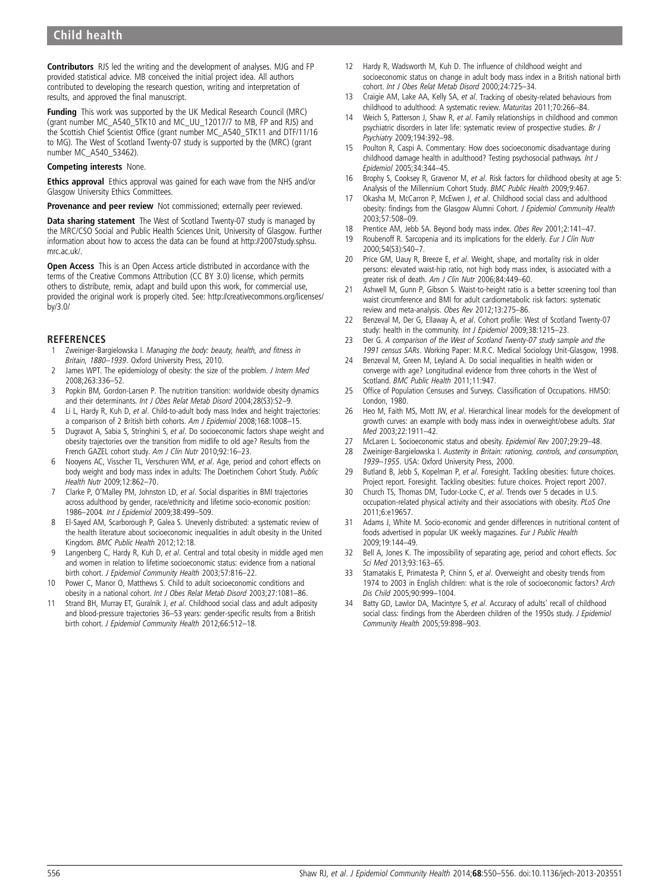**Contributors** RJS led the writing and the development of analyses. MJG and FP provided statistical advice. MB conceived the initial project idea. All authors contributed to developing the research question, writing and interpretation of results, and approved the final manuscript.

**Funding** This work was supported by the UK Medical Research Council (MRC) (grant number MC_A540_5TK10 and MC_UU_12017/7 to MB, FP and RJS) and the Scottish Chief Scientist Office (grant number MC_A540_5TK11 and DTF/11/16 to MG). The West of Scotland Twenty-07 study is supported by the (MRC) (grant number MC_A540_53462).

**Competing interests** None.

**Ethics approval** Ethics approval was gained for each wave from the NHS and/or Glasgow University Ethics Committees.

**Provenance and peer review** Not commissioned; externally peer reviewed.

**Data sharing statement** The West of Scotland Twenty-07 study is managed by the MRC/CSO Social and Public Health Sciences Unit, University of Glasgow. Further information about how to access the data can be found at http://2007study.sphsu.mrc.ac.uk/.

**Open Access** This is an Open Access article distributed in accordance with the terms of the Creative Commons Attribution (CC BY 3.0) license, which permits others to distribute, remix, adapt and build upon this work, for commercial use, provided the original work is properly cited. See: http://creativecommons.org/licenses/by/3.0/

## REFERENCES

1. Zweiniger-Bargielowska I. *Managing the body: beauty, health, and fitness in Britain, 1880–1939*. Oxford University Press, 2010.
2. James WPT. The epidemiology of obesity: the size of the problem. *J Intern Med* 2008;263:336–52.
3. Popkin BM, Gordon-Larsen P. The nutrition transition: worldwide obesity dynamics and their determinants. *Int J Obes Relat Metab Disord* 2004;28(S3):S2–9.
4. Li L, Hardy R, Kuh D, *et al*. Child-to-adult body mass Index and height trajectories: a comparison of 2 British birth cohorts. *Am J Epidemiol* 2008;168:1008–15.
5. Dugravot A, Sabia S, Stringhini S, *et al*. Do socioeconomic factors shape weight and obesity trajectories over the transition from midlife to old age? Results from the French GAZEL cohort study. *Am J Clin Nutr* 2010;92:16–23.
6. Nooyens AC, Visscher TL, Verschuren WM, *et al*. Age, period and cohort effects on body weight and body mass index in adults: The Doetinchem Cohort Study. *Public Health Nutr* 2009;12:862–70.
7. Clarke P, O'Malley PM, Johnston LD, *et al*. Social disparities in BMI trajectories across adulthood by gender, race/ethnicity and lifetime socio-economic position: 1986–2004. *Int J Epidemiol* 2009;38:499–509.
8. El-Sayed AM, Scarborough P, Galea S. Unevenly distributed: a systematic review of the health literature about socioeconomic inequalities in adult obesity in the United Kingdom. *BMC Public Health* 2012;12:18.
9. Langenberg C, Hardy R, Kuh D, *et al*. Central and total obesity in middle aged men and women in relation to lifetime socioeconomic status: evidence from a national birth cohort. *J Epidemiol Community Health* 2003;57:816–22.
10. Power C, Manor O, Matthews S. Child to adult socioeconomic conditions and obesity in a national cohort. *Int J Obes Relat Metab Disord* 2003;27:1081–86.
11. Strand BH, Murray ET, Guralnik J, *et al*. Childhood social class and adult adiposity and blood-pressure trajectories 36–53 years: gender-specific results from a British birth cohort. *J Epidemiol Community Health* 2012;66:512–18.
12. Hardy R, Wadsworth M, Kuh D. The influence of childhood weight and socioeconomic status on change in adult body mass index in a British national birth cohort. *Int J Obes Relat Metab Disord* 2000;24:725–34.
13. Craigie AM, Lake AA, Kelly SA, *et al*. Tracking of obesity-related behaviours from childhood to adulthood: A systematic review. *Maturitas* 2011;70:266–84.
14. Weich S, Patterson J, Shaw R, *et al*. Family relationships in childhood and common psychiatric disorders in later life: systematic review of prospective studies. *Br J Psychiatry* 2009;194:392–98.
15. Poulton R, Caspi A. Commentary: How does socioeconomic disadvantage during childhood damage health in adulthood? Testing psychosocial pathways. *Int J Epidemiol* 2005;34:344–45.
16. Brophy S, Cooksey R, Gravenor M, *et al*. Risk factors for childhood obesity at age 5: Analysis of the Millennium Cohort Study. *BMC Public Health* 2009;9:467.
17. Okasha M, McCarron P, McEwen J, *et al*. Childhood social class and adulthood obesity: findings from the Glasgow Alumni Cohort. *J Epidemiol Community Health* 2003;57:508–09.
18. Prentice AM, Jebb SA. Beyond body mass index. *Obes Rev* 2001;2:141–47.
19. Roubenoff R. Sarcopenia and its implications for the elderly. *Eur J Clin Nutr* 2000;54(S3):S40–7.
20. Price GM, Uauy R, Breeze E, *et al*. Weight, shape, and mortality risk in older persons: elevated waist-hip ratio, not high body mass index, is associated with a greater risk of death. *Am J Clin Nutr* 2006;84:449–60.
21. Ashwell M, Gunn P, Gibson S. Waist-to-height ratio is a better screening tool than waist circumference and BMI for adult cardiometabolic risk factors: systematic review and meta-analysis. *Obes Rev* 2012;13:275–86.
22. Benzeval M, Der G, Ellaway A, *et al*. Cohort profile: West of Scotland Twenty-07 study: health in the community. *Int J Epidemiol* 2009;38:1215–23.
23. Der G. *A comparison of the West of Scotland Twenty-07 study sample and the 1991 census SARs*. Working Paper: M.R.C. Medical Sociology Unit-Glasgow, 1998.
24. Benzeval M, Green M, Leyland A. Do social inequalities in health widen or converge with age? Longitudinal evidence from three cohorts in the West of Scotland. *BMC Public Health* 2011;11:947.
25. Office of Population Censuses and Surveys. Classification of Occupations. HMSO: London, 1980.
26. Heo M, Faith MS, Mott JW, *et al*. Hierarchical linear models for the development of growth curves: an example with body mass index in overweight/obese adults. *Stat Med* 2003;22:1911–42.
27. McLaren L. Socioeconomic status and obesity. *Epidemiol Rev* 2007;29:29–48.
28. Zweiniger-Bargielowska I. *Austerity in Britain: rationing, controls, and consumption, 1939–1955*. USA: Oxford University Press, 2000.
29. Butland B, Jebb S, Kopelman P, *et al*. Foresight. Tackling obesities: future choices. Project report. Foresight. Tackling obesities: future choices. Project report 2007.
30. Church TS, Thomas DM, Tudor-Locke C, *et al*. Trends over 5 decades in U.S. occupation-related physical activity and their associations with obesity. *PLoS One* 2011;6:e19657.
31. Adams J, White M. Socio-economic and gender differences in nutritional content of foods advertised in popular UK weekly magazines. *Eur J Public Health* 2009;19:144–49.
32. Bell A, Jones K. The impossibility of separating age, period and cohort effects. *Soc Sci Med* 2013;93:163–65.
33. Stamatakis E, Primatesta P, Chinn S, *et al*. Overweight and obesity trends from 1974 to 2003 in English children: what is the role of socioeconomic factors? *Arch Dis Child* 2005;90:999–1004.
34. Batty GD, Lawlor DA, Macintyre S, *et al*. Accuracy of adults' recall of childhood social class: findings from the Aberdeen children of the 1950s study. *J Epidemiol Community Health* 2005;59:898–903.